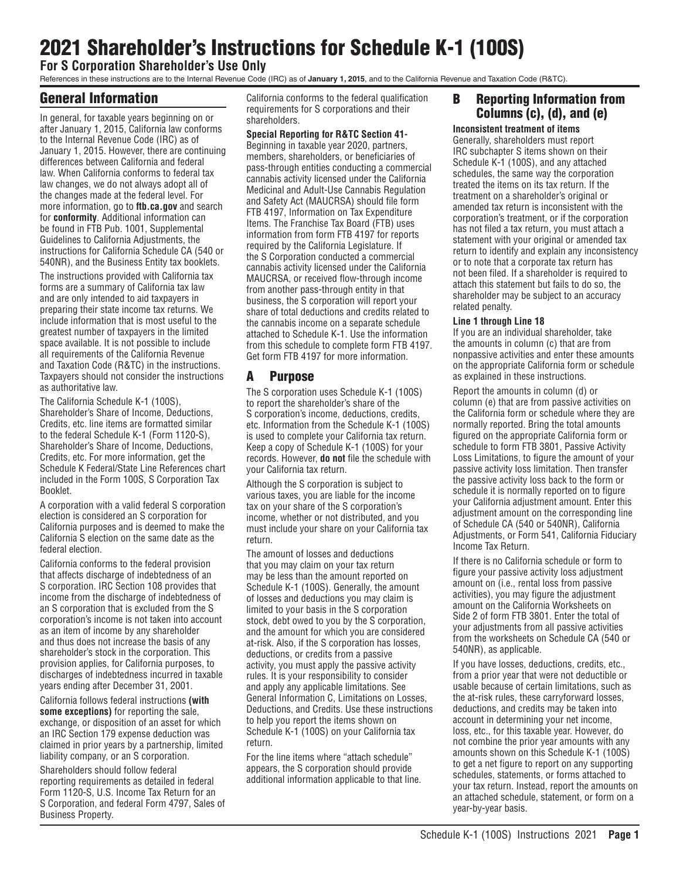# 2021 Shareholder's Instructions for Schedule K-1 (100S)

**For S Corporation Shareholder's Use Only**

References in these instructions are to the Internal Revenue Code (IRC) as of **January 1, 2015**, and to the California Revenue and Taxation Code (R&TC).

## General Information

In general, for taxable years beginning on or after January 1, 2015, California law conforms to the Internal Revenue Code (IRC) as of January 1, 2015. However, there are continuing differences between California and federal law. When California conforms to federal tax law changes, we do not always adopt all of the changes made at the federal level. For more information, go to **ftb.ca.gov** and search for **conformity**. Additional information can be found in FTB Pub. 1001, Supplemental Guidelines to California Adjustments, the instructions for California Schedule CA (540 or 540NR), and the Business Entity tax booklets.

The instructions provided with California tax forms are a summary of California tax law and are only intended to aid taxpayers in preparing their state income tax returns. We include information that is most useful to the greatest number of taxpayers in the limited space available. It is not possible to include all requirements of the California Revenue and Taxation Code (R&TC) in the instructions. Taxpayers should not consider the instructions as authoritative law.

The California Schedule K-1 (100S), Shareholder's Share of Income, Deductions, Credits, etc. line items are formatted similar to the federal Schedule K-1 (Form 1120-S), Shareholder's Share of Income, Deductions, Credits, etc. For more information, get the Schedule K Federal/State Line References chart included in the Form 100S, S Corporation Tax Booklet.

A corporation with a valid federal S corporation election is considered an S corporation for California purposes and is deemed to make the California S election on the same date as the federal election.

California conforms to the federal provision that affects discharge of indebtedness of an S corporation. IRC Section 108 provides that income from the discharge of indebtedness of an S corporation that is excluded from the S corporation's income is not taken into account as an item of income by any shareholder and thus does not increase the basis of any shareholder's stock in the corporation. This provision applies, for California purposes, to discharges of indebtedness incurred in taxable years ending after December 31, 2001.

California follows federal instructions **(with some exceptions)** for reporting the sale, exchange, or disposition of an asset for which an IRC Section 179 expense deduction was claimed in prior years by a partnership, limited liability company, or an S corporation.

Shareholders should follow federal reporting requirements as detailed in federal Form 1120-S, U.S. Income Tax Return for an S Corporation, and federal Form 4797, Sales of Business Property.

California conforms to the federal qualification requirements for S corporations and their shareholders.

**Special Reporting for R&TC Section 41-** Beginning in taxable year 2020, partners, members, shareholders, or beneficiaries of pass-through entities conducting a commercial cannabis activity licensed under the California Medicinal and Adult-Use Cannabis Regulation and Safety Act (MAUCRSA) should file form FTB 4197, Information on Tax Expenditure Items. The Franchise Tax Board (FTB) uses information from form FTB 4197 for reports required by the California Legislature. If the S Corporation conducted a commercial cannabis activity licensed under the California MAUCRSA, or received flow-through income from another pass-through entity in that business, the S corporation will report your share of total deductions and credits related to the cannabis income on a separate schedule attached to Schedule K-1. Use the information from this schedule to complete form FTB 4197. Get form FTB 4197 for more information.

## A Purpose

The S corporation uses Schedule K-1 (100S) to report the shareholder's share of the S corporation's income, deductions, credits, etc. Information from the Schedule K-1 (100S) is used to complete your California tax return. Keep a copy of Schedule K-1 (100S) for your records. However, **do not** file the schedule with your California tax return.

Although the S corporation is subject to various taxes, you are liable for the income tax on your share of the S corporation's income, whether or not distributed, and you must include your share on your California tax return.

The amount of losses and deductions that you may claim on your tax return may be less than the amount reported on Schedule K-1 (100S). Generally, the amount of losses and deductions you may claim is limited to your basis in the S corporation stock, debt owed to you by the S corporation, and the amount for which you are considered at-risk. Also, if the S corporation has losses, deductions, or credits from a passive activity, you must apply the passive activity rules. It is your responsibility to consider and apply any applicable limitations. See General Information C, Limitations on Losses, Deductions, and Credits. Use these instructions to help you report the items shown on Schedule K-1 (100S) on your California tax return.

For the line items where "attach schedule" appears, the S corporation should provide additional information applicable to that line.

## B Reporting Information from Columns (c), (d), and (e)

**Inconsistent treatment of items**

Generally, shareholders must report IRC subchapter S items shown on their Schedule K-1 (100S), and any attached schedules, the same way the corporation treated the items on its tax return. If the treatment on a shareholder's original or amended tax return is inconsistent with the corporation's treatment, or if the corporation has not filed a tax return, you must attach a statement with your original or amended tax return to identify and explain any inconsistency or to note that a corporate tax return has not been filed. If a shareholder is required to attach this statement but fails to do so, the shareholder may be subject to an accuracy related penalty.

**Line 1 through Line 18**

If you are an individual shareholder, take the amounts in column (c) that are from nonpassive activities and enter these amounts on the appropriate California form or schedule as explained in these instructions.

Report the amounts in column (d) or column (e) that are from passive activities on the California form or schedule where they are normally reported. Bring the total amounts figured on the appropriate California form or schedule to form FTB 3801, Passive Activity Loss Limitations, to figure the amount of your passive activity loss limitation. Then transfer the passive activity loss back to the form or schedule it is normally reported on to figure your California adjustment amount. Enter this adjustment amount on the corresponding line of Schedule CA (540 or 540NR), California Adjustments, or Form 541, California Fiduciary Income Tax Return.

If there is no California schedule or form to figure your passive activity loss adjustment amount on (i.e., rental loss from passive activities), you may figure the adjustment amount on the California Worksheets on Side 2 of form FTB 3801. Enter the total of your adjustments from all passive activities from the worksheets on Schedule CA (540 or 540NR), as applicable.

If you have losses, deductions, credits, etc., from a prior year that were not deductible or usable because of certain limitations, such as the at-risk rules, these carryforward losses, deductions, and credits may be taken into account in determining your net income, loss, etc., for this taxable year. However, do not combine the prior year amounts with any amounts shown on this Schedule K-1 (100S) to get a net figure to report on any supporting schedules, statements, or forms attached to your tax return. Instead, report the amounts on an attached schedule, statement, or form on a year-by-year basis.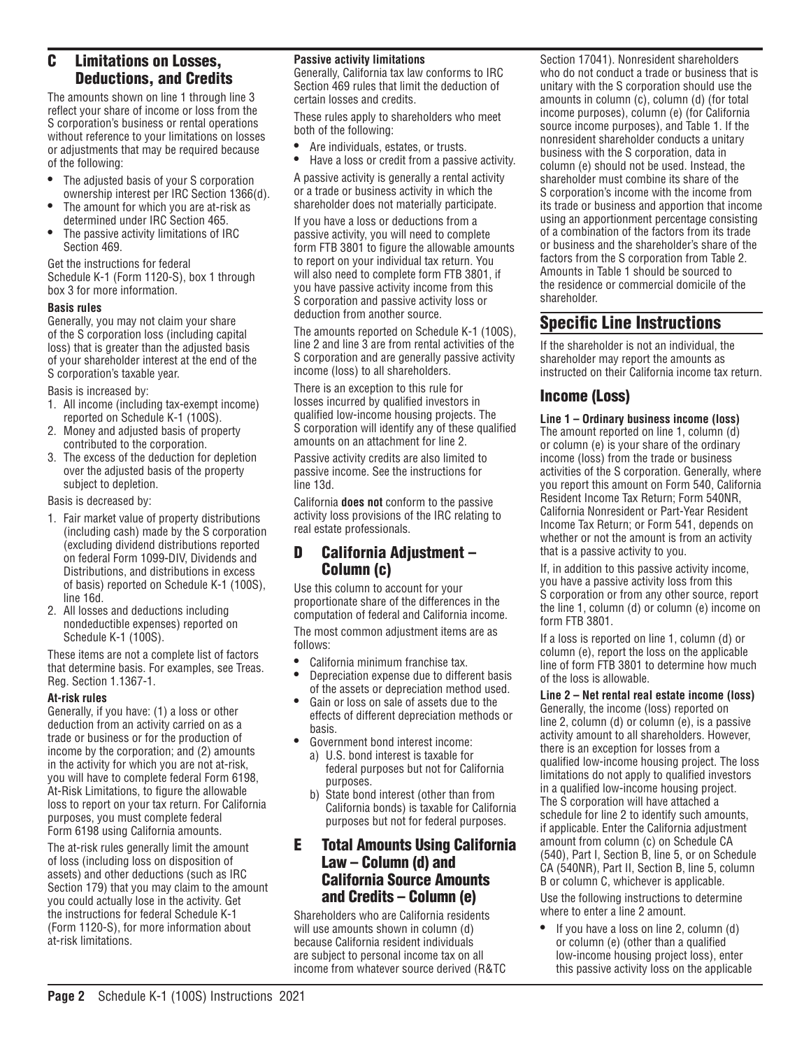## C Limitations on Losses, Deductions, and Credits

The amounts shown on line 1 through line 3 reflect your share of income or loss from the S corporation's business or rental operations without reference to your limitations on losses or adjustments that may be required because of the following:

- The adjusted basis of your S corporation ownership interest per IRC Section 1366(d).
- The amount for which you are at-risk as determined under IRC Section 465.
- The passive activity limitations of IRC Section 469.

Get the instructions for federal Schedule K-1 (Form 1120-S), box 1 through box 3 for more information.

**Basis rules**

Generally, you may not claim your share of the S corporation loss (including capital loss) that is greater than the adjusted basis of your shareholder interest at the end of the S corporation's taxable year.

Basis is increased by:

1. All income (including tax-exempt income) reported on Schedule K-1 (100S).
2. Money and adjusted basis of property contributed to the corporation.
3. The excess of the deduction for depletion over the adjusted basis of the property subject to depletion.

Basis is decreased by:

1. Fair market value of property distributions (including cash) made by the S corporation (excluding dividend distributions reported on federal Form 1099-DIV, Dividends and Distributions, and distributions in excess of basis) reported on Schedule K-1 (100S), line 16d.
2. All losses and deductions including nondeductible expenses) reported on Schedule K-1 (100S).

These items are not a complete list of factors that determine basis. For examples, see Treas. Reg. Section 1.1367-1.

**At-risk rules**

Generally, if you have: (1) a loss or other deduction from an activity carried on as a trade or business or for the production of income by the corporation; and (2) amounts in the activity for which you are not at-risk, you will have to complete federal Form 6198, At-Risk Limitations, to figure the allowable loss to report on your tax return. For California purposes, you must complete federal Form 6198 using California amounts.

The at-risk rules generally limit the amount of loss (including loss on disposition of assets) and other deductions (such as IRC Section 179) that you may claim to the amount you could actually lose in the activity. Get the instructions for federal Schedule K-1 (Form 1120-S), for more information about at-risk limitations.

**Passive activity limitations**

Generally, California tax law conforms to IRC Section 469 rules that limit the deduction of certain losses and credits.

These rules apply to shareholders who meet both of the following:

- Are individuals, estates, or trusts.
- Have a loss or credit from a passive activity.

A passive activity is generally a rental activity or a trade or business activity in which the shareholder does not materially participate.

If you have a loss or deductions from a passive activity, you will need to complete form FTB 3801 to figure the allowable amounts to report on your individual tax return. You will also need to complete form FTB 3801, if you have passive activity income from this S corporation and passive activity loss or deduction from another source.

The amounts reported on Schedule K-1 (100S), line 2 and line 3 are from rental activities of the S corporation and are generally passive activity income (loss) to all shareholders.

There is an exception to this rule for losses incurred by qualified investors in qualified low-income housing projects. The S corporation will identify any of these qualified amounts on an attachment for line 2.

Passive activity credits are also limited to passive income. See the instructions for line 13d.

California **does not** conform to the passive activity loss provisions of the IRC relating to real estate professionals.

## D California Adjustment – Column (c)

Use this column to account for your proportionate share of the differences in the computation of federal and California income.

The most common adjustment items are as follows:

- California minimum franchise tax.
- Depreciation expense due to different basis of the assets or depreciation method used.
- Gain or loss on sale of assets due to the effects of different depreciation methods or basis.
- Government bond interest income:
  - a) U.S. bond interest is taxable for federal purposes but not for California purposes.
  - b) State bond interest (other than from California bonds) is taxable for California purposes but not for federal purposes.

## E Total Amounts Using California Law – Column (d) and California Source Amounts and Credits – Column (e)

Shareholders who are California residents will use amounts shown in column (d) because California resident individuals are subject to personal income tax on all income from whatever source derived (R&TC Section 17041). Nonresident shareholders who do not conduct a trade or business that is unitary with the S corporation should use the amounts in column (c), column (d) (for total income purposes), column (e) (for California source income purposes), and Table 1. If the nonresident shareholder conducts a unitary business with the S corporation, data in column (e) should not be used. Instead, the shareholder must combine its share of the S corporation's income with the income from its trade or business and apportion that income using an apportionment percentage consisting of a combination of the factors from its trade or business and the shareholder's share of the factors from the S corporation from Table 2. Amounts in Table 1 should be sourced to the residence or commercial domicile of the shareholder.

# Specific Line Instructions

If the shareholder is not an individual, the shareholder may report the amounts as instructed on their California income tax return.

## Income (Loss)

**Line 1 – Ordinary business income (loss)**

The amount reported on line 1, column (d) or column (e) is your share of the ordinary income (loss) from the trade or business activities of the S corporation. Generally, where you report this amount on Form 540, California Resident Income Tax Return; Form 540NR, California Nonresident or Part-Year Resident Income Tax Return; or Form 541, depends on whether or not the amount is from an activity that is a passive activity to you.

If, in addition to this passive activity income, you have a passive activity loss from this S corporation or from any other source, report the line 1, column (d) or column (e) income on form FTB 3801.

If a loss is reported on line 1, column (d) or column (e), report the loss on the applicable line of form FTB 3801 to determine how much of the loss is allowable.

**Line 2 – Net rental real estate income (loss)**

Generally, the income (loss) reported on line 2, column (d) or column (e), is a passive activity amount to all shareholders. However, there is an exception for losses from a qualified low-income housing project. The loss limitations do not apply to qualified investors in a qualified low-income housing project. The S corporation will have attached a schedule for line 2 to identify such amounts, if applicable. Enter the California adjustment amount from column (c) on Schedule CA (540), Part I, Section B, line 5, or on Schedule CA (540NR), Part II, Section B, line 5, column B or column C, whichever is applicable.

Use the following instructions to determine where to enter a line 2 amount.

- If you have a loss on line 2, column (d) or column (e) (other than a qualified low-income housing project loss), enter this passive activity loss on the applicable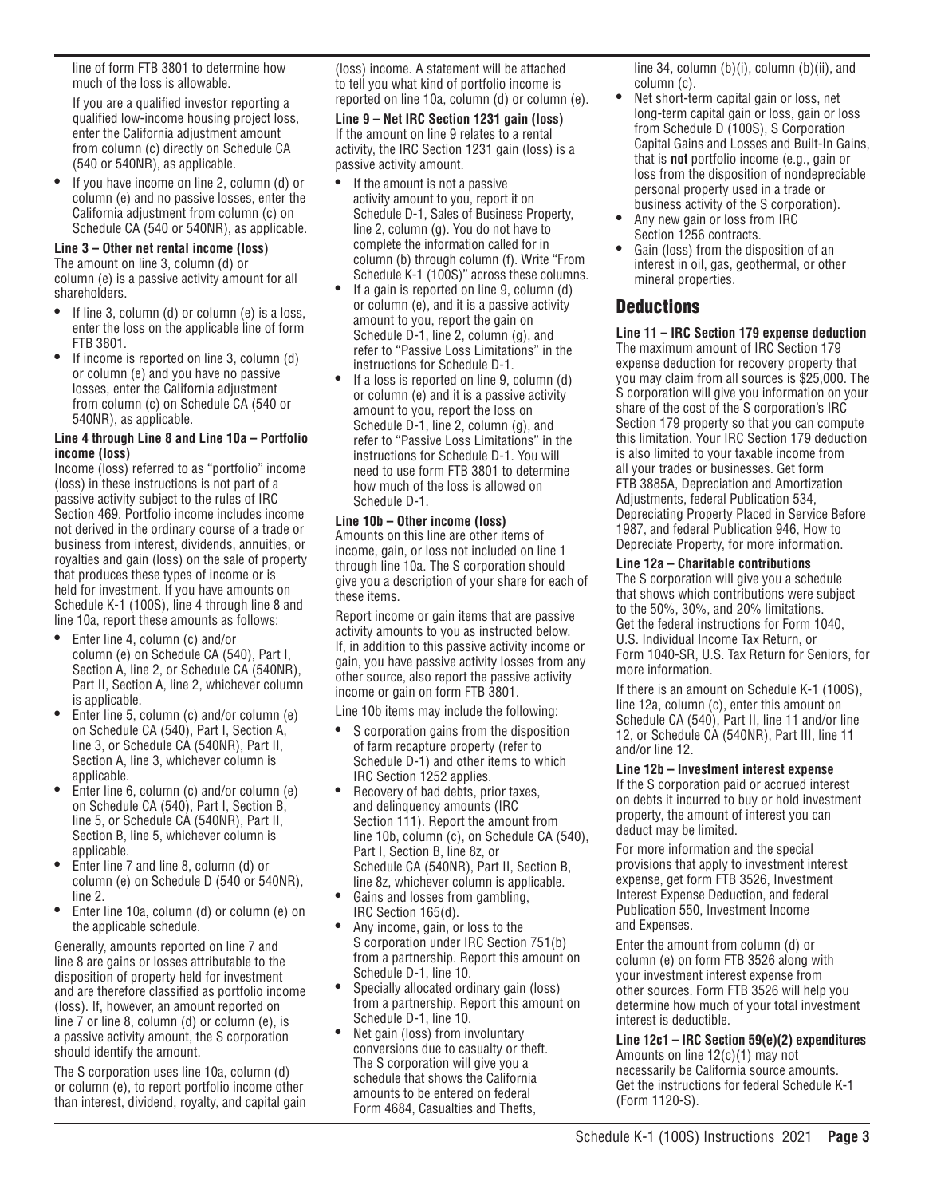line of form FTB 3801 to determine how much of the loss is allowable.

If you are a qualified investor reporting a qualified low-income housing project loss, enter the California adjustment amount from column (c) directly on Schedule CA (540 or 540NR), as applicable.

- If you have income on line 2, column (d) or column (e) and no passive losses, enter the California adjustment from column (c) on Schedule CA (540 or 540NR), as applicable.

**Line 3 – Other net rental income (loss)**
The amount on line 3, column (d) or column (e) is a passive activity amount for all shareholders.

- If line 3, column (d) or column (e) is a loss, enter the loss on the applicable line of form FTB 3801.
- If income is reported on line 3, column (d) or column (e) and you have no passive losses, enter the California adjustment from column (c) on Schedule CA (540 or 540NR), as applicable.

**Line 4 through Line 8 and Line 10a – Portfolio income (loss)**
Income (loss) referred to as "portfolio" income (loss) in these instructions is not part of a passive activity subject to the rules of IRC Section 469. Portfolio income includes income not derived in the ordinary course of a trade or business from interest, dividends, annuities, or royalties and gain (loss) on the sale of property that produces these types of income or is held for investment. If you have amounts on Schedule K-1 (100S), line 4 through line 8 and line 10a, report these amounts as follows:

- Enter line 4, column (c) and/or column (e) on Schedule CA (540), Part I, Section A, line 2, or Schedule CA (540NR), Part II, Section A, line 2, whichever column is applicable.
- Enter line 5, column (c) and/or column (e) on Schedule CA (540), Part I, Section A, line 3, or Schedule CA (540NR), Part II, Section A, line 3, whichever column is applicable.
- Enter line 6, column (c) and/or column (e) on Schedule CA (540), Part I, Section B, line 5, or Schedule CA (540NR), Part II, Section B, line 5, whichever column is applicable.
- Enter line 7 and line 8, column (d) or column (e) on Schedule D (540 or 540NR), line 2.
- Enter line 10a, column (d) or column (e) on the applicable schedule.

Generally, amounts reported on line 7 and line 8 are gains or losses attributable to the disposition of property held for investment and are therefore classified as portfolio income (loss). If, however, an amount reported on line 7 or line 8, column (d) or column (e), is a passive activity amount, the S corporation should identify the amount.

The S corporation uses line 10a, column (d) or column (e), to report portfolio income other than interest, dividend, royalty, and capital gain (loss) income. A statement will be attached to tell you what kind of portfolio income is reported on line 10a, column (d) or column (e).

**Line 9 – Net IRC Section 1231 gain (loss)**
If the amount on line 9 relates to a rental activity, the IRC Section 1231 gain (loss) is a passive activity amount.

- If the amount is not a passive activity amount to you, report it on Schedule D-1, Sales of Business Property, line 2, column (g). You do not have to complete the information called for in column (b) through column (f). Write "From Schedule K-1 (100S)" across these columns.
- If a gain is reported on line 9, column (d) or column (e), and it is a passive activity amount to you, report the gain on Schedule D-1, line 2, column (g), and refer to "Passive Loss Limitations" in the instructions for Schedule D-1.
- If a loss is reported on line 9, column (d) or column (e) and it is a passive activity amount to you, report the loss on Schedule D-1, line 2, column (g), and refer to "Passive Loss Limitations" in the instructions for Schedule D-1. You will need to use form FTB 3801 to determine how much of the loss is allowed on Schedule D-1.

**Line 10b – Other income (loss)**
Amounts on this line are other items of income, gain, or loss not included on line 1 through line 10a. The S corporation should give you a description of your share for each of these items.

Report income or gain items that are passive activity amounts to you as instructed below. If, in addition to this passive activity income or gain, you have passive activity losses from any other source, also report the passive activity income or gain on form FTB 3801.

Line 10b items may include the following:

- S corporation gains from the disposition of farm recapture property (refer to Schedule D-1) and other items to which IRC Section 1252 applies.
- Recovery of bad debts, prior taxes, and delinquency amounts (IRC Section 111). Report the amount from line 10b, column (c), on Schedule CA (540), Part I, Section B, line 8z, or Schedule CA (540NR), Part II, Section B, line 8z, whichever column is applicable.
- Gains and losses from gambling, IRC Section 165(d).
- Any income, gain, or loss to the S corporation under IRC Section 751(b) from a partnership. Report this amount on Schedule D-1, line 10.
- Specially allocated ordinary gain (loss) from a partnership. Report this amount on Schedule D-1, line 10.
- Net gain (loss) from involuntary conversions due to casualty or theft. The S corporation will give you a schedule that shows the California amounts to be entered on federal Form 4684, Casualties and Thefts, line 34, column (b)(i), column (b)(ii), and column (c).
- Net short-term capital gain or loss, net long-term capital gain or loss, gain or loss from Schedule D (100S), S Corporation Capital Gains and Losses and Built-In Gains, that is **not** portfolio income (e.g., gain or loss from the disposition of nondepreciable personal property used in a trade or business activity of the S corporation).
- Any new gain or loss from IRC Section 1256 contracts.
- Gain (loss) from the disposition of an interest in oil, gas, geothermal, or other mineral properties.

## Deductions

**Line 11 – IRC Section 179 expense deduction**
The maximum amount of IRC Section 179 expense deduction for recovery property that you may claim from all sources is $25,000. The S corporation will give you information on your share of the cost of the S corporation's IRC Section 179 property so that you can compute this limitation. Your IRC Section 179 deduction is also limited to your taxable income from all your trades or businesses. Get form FTB 3885A, Depreciation and Amortization Adjustments, federal Publication 534, Depreciating Property Placed in Service Before 1987, and federal Publication 946, How to Depreciate Property, for more information.

**Line 12a – Charitable contributions**
The S corporation will give you a schedule that shows which contributions were subject to the 50%, 30%, and 20% limitations. Get the federal instructions for Form 1040, U.S. Individual Income Tax Return, or Form 1040-SR, U.S. Tax Return for Seniors, for more information.

If there is an amount on Schedule K-1 (100S), line 12a, column (c), enter this amount on Schedule CA (540), Part II, line 11 and/or line 12, or Schedule CA (540NR), Part III, line 11 and/or line 12.

**Line 12b – Investment interest expense**
If the S corporation paid or accrued interest on debts it incurred to buy or hold investment property, the amount of interest you can deduct may be limited.

For more information and the special provisions that apply to investment interest expense, get form FTB 3526, Investment Interest Expense Deduction, and federal Publication 550, Investment Income and Expenses.

Enter the amount from column (d) or column (e) on form FTB 3526 along with your investment interest expense from other sources. Form FTB 3526 will help you determine how much of your total investment interest is deductible.

**Line 12c1 – IRC Section 59(e)(2) expenditures**
Amounts on line 12(c)(1) may not necessarily be California source amounts. Get the instructions for federal Schedule K-1 (Form 1120-S).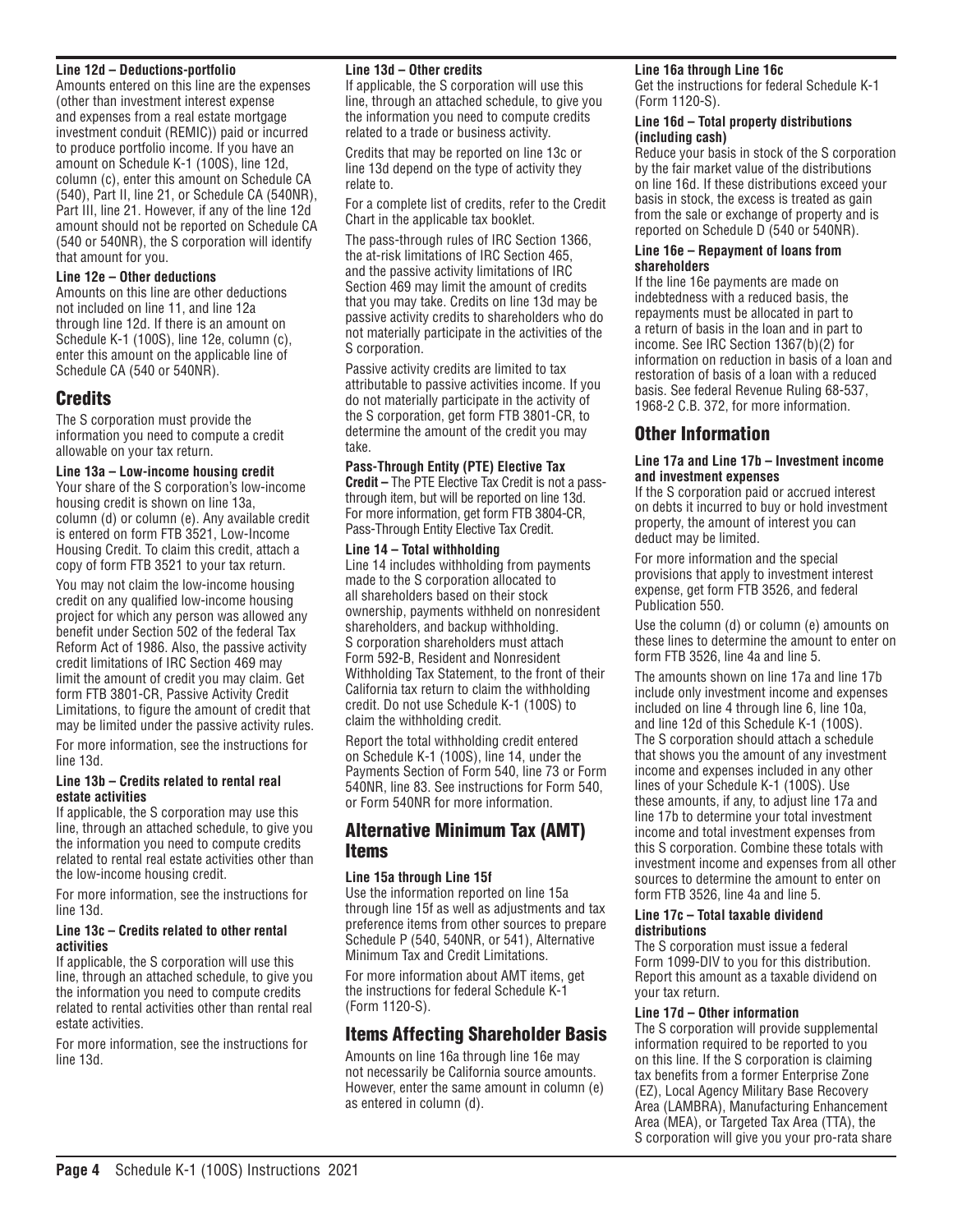#### Line 12d – Deductions-portfolio

Amounts entered on this line are the expenses (other than investment interest expense and expenses from a real estate mortgage investment conduit (REMIC)) paid or incurred to produce portfolio income. If you have an amount on Schedule K-1 (100S), line 12d, column (c), enter this amount on Schedule CA (540), Part II, line 21, or Schedule CA (540NR), Part III, line 21. However, if any of the line 12d amount should not be reported on Schedule CA (540 or 540NR), the S corporation will identify that amount for you.

#### Line 12e – Other deductions

Amounts on this line are other deductions not included on line 11, and line 12a through line 12d. If there is an amount on Schedule K-1 (100S), line 12e, column (c), enter this amount on the applicable line of Schedule CA (540 or 540NR).

## Credits

The S corporation must provide the information you need to compute a credit allowable on your tax return.

#### Line 13a – Low-income housing credit

Your share of the S corporation's low-income housing credit is shown on line 13a, column (d) or column (e). Any available credit is entered on form FTB 3521, Low-Income Housing Credit. To claim this credit, attach a copy of form FTB 3521 to your tax return.

You may not claim the low-income housing credit on any qualified low-income housing project for which any person was allowed any benefit under Section 502 of the federal Tax Reform Act of 1986. Also, the passive activity credit limitations of IRC Section 469 may limit the amount of credit you may claim. Get form FTB 3801-CR, Passive Activity Credit Limitations, to figure the amount of credit that may be limited under the passive activity rules.

For more information, see the instructions for line 13d.

#### Line 13b – Credits related to rental real estate activities

If applicable, the S corporation may use this line, through an attached schedule, to give you the information you need to compute credits related to rental real estate activities other than the low-income housing credit.

For more information, see the instructions for line 13d.

#### Line 13c – Credits related to other rental activities

If applicable, the S corporation will use this line, through an attached schedule, to give you the information you need to compute credits related to rental activities other than rental real estate activities.

For more information, see the instructions for line 13d.

#### Line 13d – Other credits

If applicable, the S corporation will use this line, through an attached schedule, to give you the information you need to compute credits related to a trade or business activity.

Credits that may be reported on line 13c or line 13d depend on the type of activity they relate to.

For a complete list of credits, refer to the Credit Chart in the applicable tax booklet.

The pass-through rules of IRC Section 1366, the at-risk limitations of IRC Section 465, and the passive activity limitations of IRC Section 469 may limit the amount of credits that you may take. Credits on line 13d may be passive activity credits to shareholders who do not materially participate in the activities of the S corporation.

Passive activity credits are limited to tax attributable to passive activities income. If you do not materially participate in the activity of the S corporation, get form FTB 3801-CR, to determine the amount of the credit you may take.

**Pass-Through Entity (PTE) Elective Tax Credit –** The PTE Elective Tax Credit is not a pass-through item, but will be reported on line 13d. For more information, get form FTB 3804-CR, Pass-Through Entity Elective Tax Credit.

#### Line 14 – Total withholding

Line 14 includes withholding from payments made to the S corporation allocated to all shareholders based on their stock ownership, payments withheld on nonresident shareholders, and backup withholding. S corporation shareholders must attach Form 592-B, Resident and Nonresident Withholding Tax Statement, to the front of their California tax return to claim the withholding credit. Do not use Schedule K-1 (100S) to claim the withholding credit.

Report the total withholding credit entered on Schedule K-1 (100S), line 14, under the Payments Section of Form 540, line 73 or Form 540NR, line 83. See instructions for Form 540, or Form 540NR for more information.

## Alternative Minimum Tax (AMT) Items

#### Line 15a through Line 15f

Use the information reported on line 15a through line 15f as well as adjustments and tax preference items from other sources to prepare Schedule P (540, 540NR, or 541), Alternative Minimum Tax and Credit Limitations.

For more information about AMT items, get the instructions for federal Schedule K-1 (Form 1120-S).

## Items Affecting Shareholder Basis

Amounts on line 16a through line 16e may not necessarily be California source amounts. However, enter the same amount in column (e) as entered in column (d).

#### Line 16a through Line 16c

Get the instructions for federal Schedule K-1 (Form 1120-S).

#### Line 16d – Total property distributions (including cash)

Reduce your basis in stock of the S corporation by the fair market value of the distributions on line 16d. If these distributions exceed your basis in stock, the excess is treated as gain from the sale or exchange of property and is reported on Schedule D (540 or 540NR).

#### Line 16e – Repayment of loans from shareholders

If the line 16e payments are made on indebtedness with a reduced basis, the repayments must be allocated in part to a return of basis in the loan and in part to income. See IRC Section 1367(b)(2) for information on reduction in basis of a loan and restoration of basis of a loan with a reduced basis. See federal Revenue Ruling 68-537, 1968-2 C.B. 372, for more information.

## Other Information

#### Line 17a and Line 17b – Investment income and investment expenses

If the S corporation paid or accrued interest on debts it incurred to buy or hold investment property, the amount of interest you can deduct may be limited.

For more information and the special provisions that apply to investment interest expense, get form FTB 3526, and federal Publication 550.

Use the column (d) or column (e) amounts on these lines to determine the amount to enter on form FTB 3526, line 4a and line 5.

The amounts shown on line 17a and line 17b include only investment income and expenses included on line 4 through line 6, line 10a, and line 12d of this Schedule K-1 (100S). The S corporation should attach a schedule that shows you the amount of any investment income and expenses included in any other lines of your Schedule K-1 (100S). Use these amounts, if any, to adjust line 17a and line 17b to determine your total investment income and total investment expenses from this S corporation. Combine these totals with investment income and expenses from all other sources to determine the amount to enter on form FTB 3526, line 4a and line 5.

#### Line 17c – Total taxable dividend distributions

The S corporation must issue a federal Form 1099-DIV to you for this distribution. Report this amount as a taxable dividend on your tax return.

#### Line 17d – Other information

The S corporation will provide supplemental information required to be reported to you on this line. If the S corporation is claiming tax benefits from a former Enterprise Zone (EZ), Local Agency Military Base Recovery Area (LAMBRA), Manufacturing Enhancement Area (MEA), or Targeted Tax Area (TTA), the S corporation will give you your pro-rata share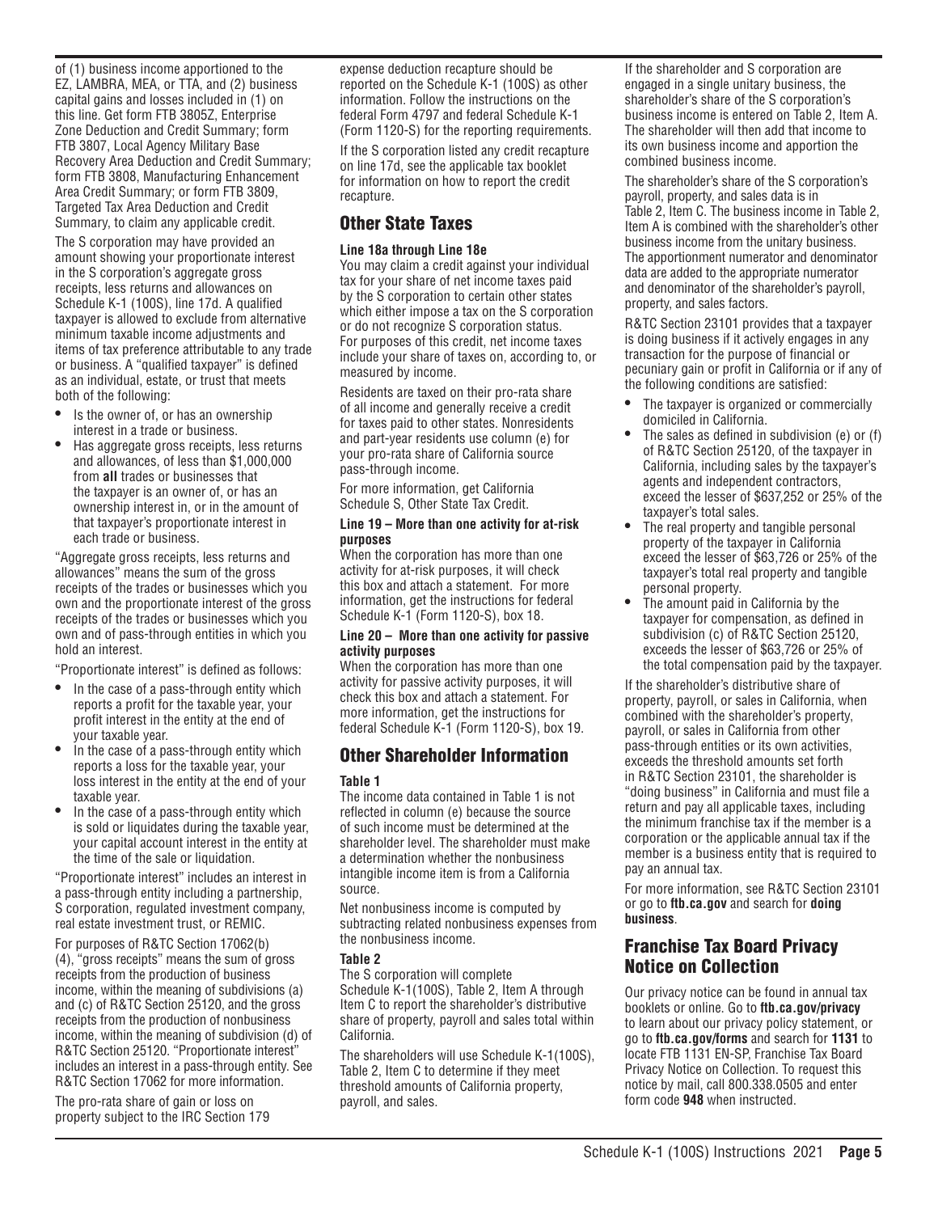of (1) business income apportioned to the EZ, LAMBRA, MEA, or TTA, and (2) business capital gains and losses included in (1) on this line. Get form FTB 3805Z, Enterprise Zone Deduction and Credit Summary; form FTB 3807, Local Agency Military Base Recovery Area Deduction and Credit Summary; form FTB 3808, Manufacturing Enhancement Area Credit Summary; or form FTB 3809, Targeted Tax Area Deduction and Credit Summary, to claim any applicable credit.

The S corporation may have provided an amount showing your proportionate interest in the S corporation's aggregate gross receipts, less returns and allowances on Schedule K-1 (100S), line 17d. A qualified taxpayer is allowed to exclude from alternative minimum taxable income adjustments and items of tax preference attributable to any trade or business. A "qualified taxpayer" is defined as an individual, estate, or trust that meets both of the following:

- Is the owner of, or has an ownership interest in a trade or business.
- Has aggregate gross receipts, less returns and allowances, of less than $1,000,000 from **all** trades or businesses that the taxpayer is an owner of, or has an ownership interest in, or in the amount of that taxpayer's proportionate interest in each trade or business.

"Aggregate gross receipts, less returns and allowances" means the sum of the gross receipts of the trades or businesses which you own and the proportionate interest of the gross receipts of the trades or businesses which you own and of pass-through entities in which you hold an interest.

"Proportionate interest" is defined as follows:

- In the case of a pass-through entity which reports a profit for the taxable year, your profit interest in the entity at the end of your taxable year.
- In the case of a pass-through entity which reports a loss for the taxable year, your loss interest in the entity at the end of your taxable year.
- In the case of a pass-through entity which is sold or liquidates during the taxable year, your capital account interest in the entity at the time of the sale or liquidation.

"Proportionate interest" includes an interest in a pass-through entity including a partnership, S corporation, regulated investment company, real estate investment trust, or REMIC.

For purposes of R&TC Section 17062(b)(4), "gross receipts" means the sum of gross receipts from the production of business income, within the meaning of subdivisions (a) and (c) of R&TC Section 25120, and the gross receipts from the production of nonbusiness income, within the meaning of subdivision (d) of R&TC Section 25120. "Proportionate interest" includes an interest in a pass-through entity. See R&TC Section 17062 for more information.

The pro-rata share of gain or loss on property subject to the IRC Section 179 expense deduction recapture should be reported on the Schedule K-1 (100S) as other information. Follow the instructions on the federal Form 4797 and federal Schedule K-1 (Form 1120-S) for the reporting requirements.

If the S corporation listed any credit recapture on line 17d, see the applicable tax booklet for information on how to report the credit recapture.

## Other State Taxes

#### Line 18a through Line 18e

You may claim a credit against your individual tax for your share of net income taxes paid by the S corporation to certain other states which either impose a tax on the S corporation or do not recognize S corporation status. For purposes of this credit, net income taxes include your share of taxes on, according to, or measured by income.

Residents are taxed on their pro-rata share of all income and generally receive a credit for taxes paid to other states. Nonresidents and part-year residents use column (e) for your pro-rata share of California source pass-through income.

For more information, get California Schedule S, Other State Tax Credit.

#### Line 19 – More than one activity for at-risk purposes

When the corporation has more than one activity for at-risk purposes, it will check this box and attach a statement. For more information, get the instructions for federal Schedule K-1 (Form 1120-S), box 18.

#### Line 20 – More than one activity for passive activity purposes

When the corporation has more than one activity for passive activity purposes, it will check this box and attach a statement. For more information, get the instructions for federal Schedule K-1 (Form 1120-S), box 19.

## Other Shareholder Information

#### Table 1

The income data contained in Table 1 is not reflected in column (e) because the source of such income must be determined at the shareholder level. The shareholder must make a determination whether the nonbusiness intangible income item is from a California source.

Net nonbusiness income is computed by subtracting related nonbusiness expenses from the nonbusiness income.

#### Table 2

The S corporation will complete Schedule K-1(100S), Table 2, Item A through Item C to report the shareholder's distributive share of property, payroll and sales total within California.

The shareholders will use Schedule K-1(100S), Table 2, Item C to determine if they meet threshold amounts of California property, payroll, and sales.

If the shareholder and S corporation are engaged in a single unitary business, the shareholder's share of the S corporation's business income is entered on Table 2, Item A. The shareholder will then add that income to its own business income and apportion the combined business income.

The shareholder's share of the S corporation's payroll, property, and sales data is in Table 2, Item C. The business income in Table 2, Item A is combined with the shareholder's other business income from the unitary business. The apportionment numerator and denominator data are added to the appropriate numerator and denominator of the shareholder's payroll, property, and sales factors.

R&TC Section 23101 provides that a taxpayer is doing business if it actively engages in any transaction for the purpose of financial or pecuniary gain or profit in California or if any of the following conditions are satisfied:

- The taxpayer is organized or commercially domiciled in California.
- The sales as defined in subdivision (e) or (f) of R&TC Section 25120, of the taxpayer in California, including sales by the taxpayer's agents and independent contractors, exceed the lesser of $637,252 or 25% of the taxpayer's total sales.
- The real property and tangible personal property of the taxpayer in California exceed the lesser of $63,726 or 25% of the taxpayer's total real property and tangible personal property.
- The amount paid in California by the taxpayer for compensation, as defined in subdivision (c) of R&TC Section 25120, exceeds the lesser of $63,726 or 25% of the total compensation paid by the taxpayer.

If the shareholder's distributive share of property, payroll, or sales in California, when combined with the shareholder's property, payroll, or sales in California from other pass-through entities or its own activities, exceeds the threshold amounts set forth in R&TC Section 23101, the shareholder is "doing business" in California and must file a return and pay all applicable taxes, including the minimum franchise tax if the member is a corporation or the applicable annual tax if the member is a business entity that is required to pay an annual tax.

For more information, see R&TC Section 23101 or go to **ftb.ca.gov** and search for **doing business**.

## Franchise Tax Board Privacy Notice on Collection

Our privacy notice can be found in annual tax booklets or online. Go to **ftb.ca.gov/privacy** to learn about our privacy policy statement, or go to **ftb.ca.gov/forms** and search for **1131** to locate FTB 1131 EN-SP, Franchise Tax Board Privacy Notice on Collection. To request this notice by mail, call 800.338.0505 and enter form code **948** when instructed.